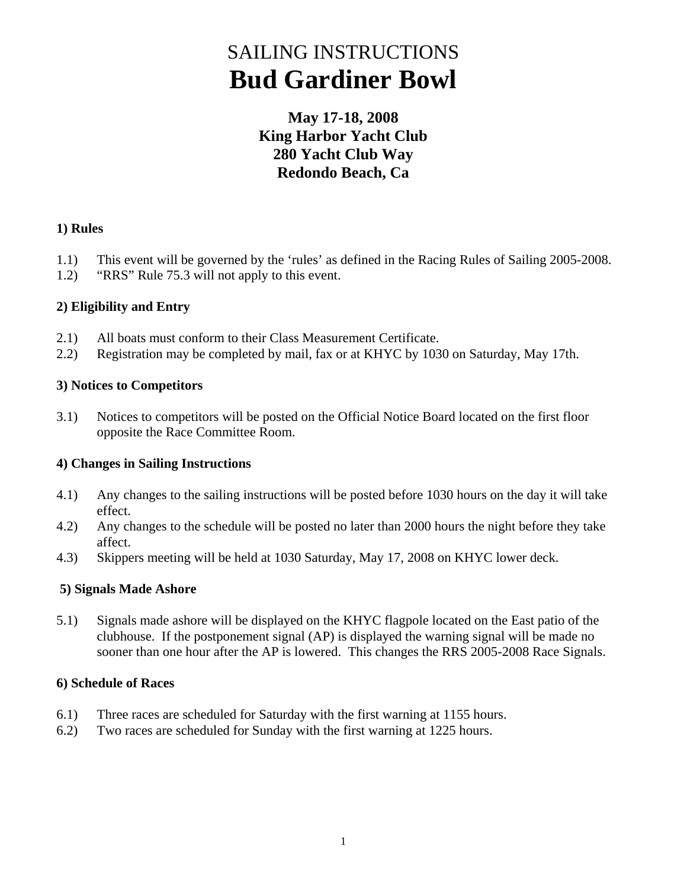# SAILING INSTRUCTIONS
# Bud Gardiner Bowl

**May 17-18, 2008**
**King Harbor Yacht Club**
**280 Yacht Club Way**
**Redondo Beach, Ca**

### 1) Rules

1.1) This event will be governed by the 'rules' as defined in the Racing Rules of Sailing 2005-2008.
1.2) "RRS" Rule 75.3 will not apply to this event.

### 2) Eligibility and Entry

2.1) All boats must conform to their Class Measurement Certificate.
2.2) Registration may be completed by mail, fax or at KHYC by 1030 on Saturday, May 17th.

### 3) Notices to Competitors

3.1) Notices to competitors will be posted on the Official Notice Board located on the first floor opposite the Race Committee Room.

### 4) Changes in Sailing Instructions

4.1) Any changes to the sailing instructions will be posted before 1030 hours on the day it will take effect.
4.2) Any changes to the schedule will be posted no later than 2000 hours the night before they take affect.
4.3) Skippers meeting will be held at 1030 Saturday, May 17, 2008 on KHYC lower deck.

### 5) Signals Made Ashore

5.1) Signals made ashore will be displayed on the KHYC flagpole located on the East patio of the clubhouse. If the postponement signal (AP) is displayed the warning signal will be made no sooner than one hour after the AP is lowered. This changes the RRS 2005-2008 Race Signals.

### 6) Schedule of Races

6.1) Three races are scheduled for Saturday with the first warning at 1155 hours.
6.2) Two races are scheduled for Sunday with the first warning at 1225 hours.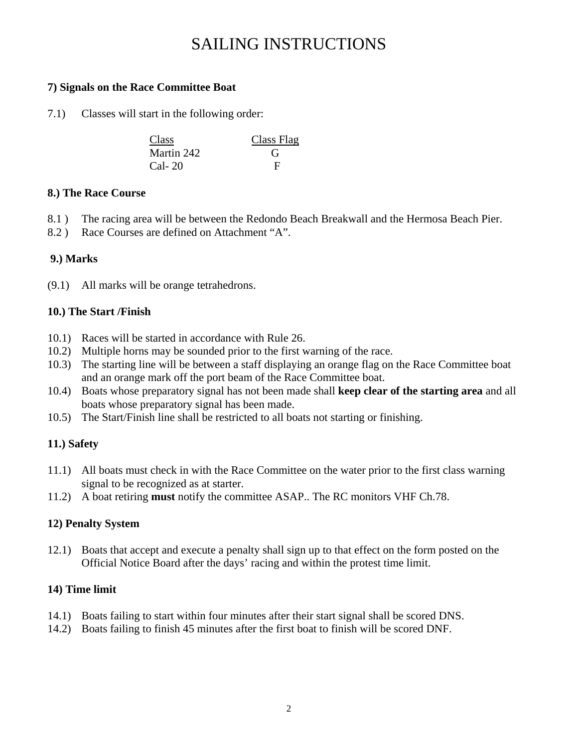# SAILING INSTRUCTIONS

**7) Signals on the Race Committee Boat**

7.1) Classes will start in the following order:

| Class | Class Flag |
| --- | --- |
| Martin 242 | G |
| Cal- 20 | F |

**8.) The Race Course**

8.1 ) The racing area will be between the Redondo Beach Breakwall and the Hermosa Beach Pier.

8.2 ) Race Courses are defined on Attachment "A".

**9.) Marks**

(9.1) All marks will be orange tetrahedrons.

**10.) The Start /Finish**

10.1) Races will be started in accordance with Rule 26.

10.2) Multiple horns may be sounded prior to the first warning of the race.

10.3) The starting line will be between a staff displaying an orange flag on the Race Committee boat and an orange mark off the port beam of the Race Committee boat.

10.4) Boats whose preparatory signal has not been made shall **keep clear of the starting area** and all boats whose preparatory signal has been made.

10.5) The Start/Finish line shall be restricted to all boats not starting or finishing.

**11.) Safety**

11.1) All boats must check in with the Race Committee on the water prior to the first class warning signal to be recognized as at starter.

11.2) A boat retiring **must** notify the committee ASAP.. The RC monitors VHF Ch.78.

**12) Penalty System**

12.1) Boats that accept and execute a penalty shall sign up to that effect on the form posted on the Official Notice Board after the days' racing and within the protest time limit.

**14) Time limit**

14.1) Boats failing to start within four minutes after their start signal shall be scored DNS.

14.2) Boats failing to finish 45 minutes after the first boat to finish will be scored DNF.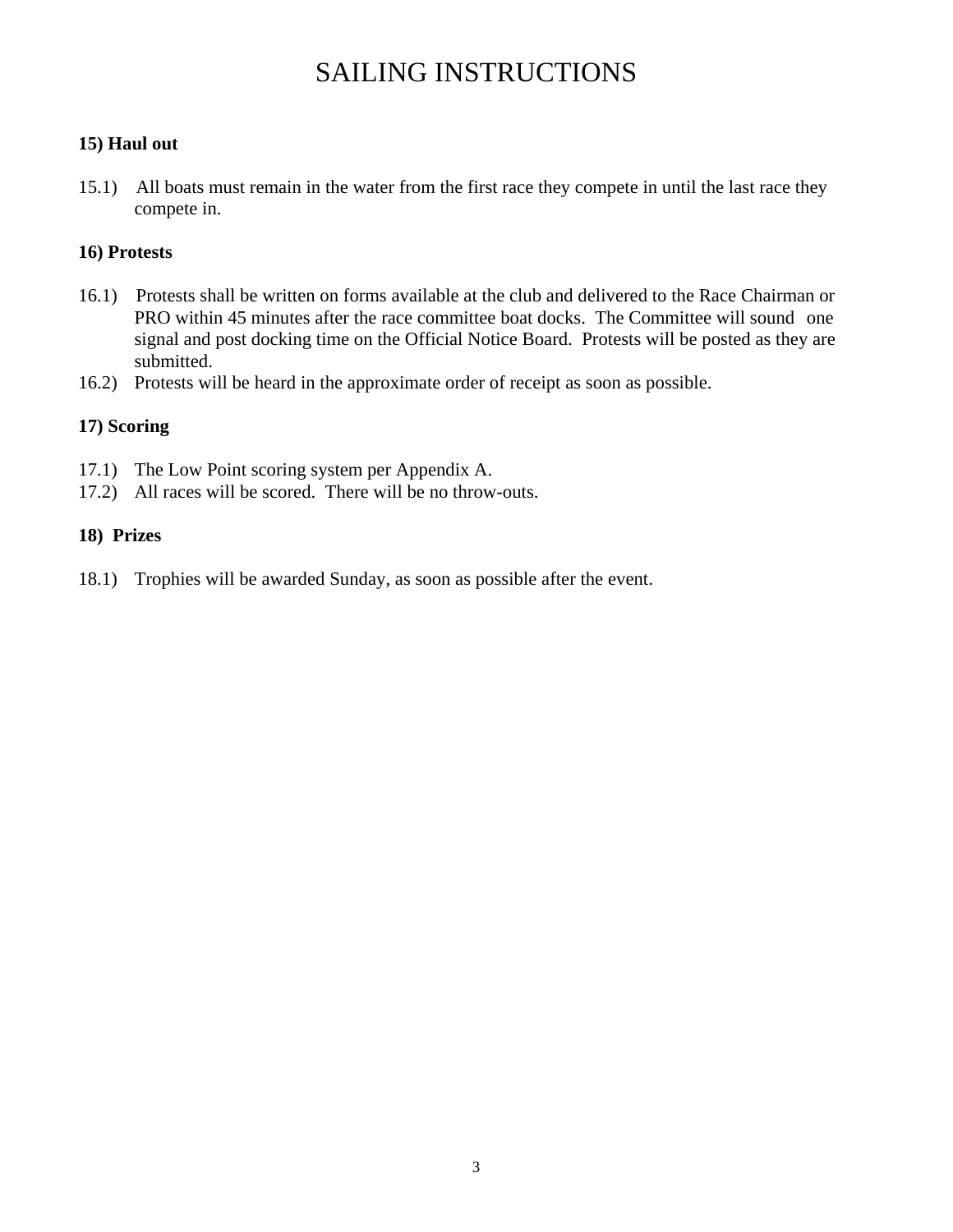# SAILING INSTRUCTIONS

**15) Haul out**

15.1) All boats must remain in the water from the first race they compete in until the last race they compete in.

**16) Protests**

16.1) Protests shall be written on forms available at the club and delivered to the Race Chairman or PRO within 45 minutes after the race committee boat docks. The Committee will sound one signal and post docking time on the Official Notice Board. Protests will be posted as they are submitted.

16.2) Protests will be heard in the approximate order of receipt as soon as possible.

**17) Scoring**

17.1) The Low Point scoring system per Appendix A.

17.2) All races will be scored. There will be no throw-outs.

**18) Prizes**

18.1) Trophies will be awarded Sunday, as soon as possible after the event.